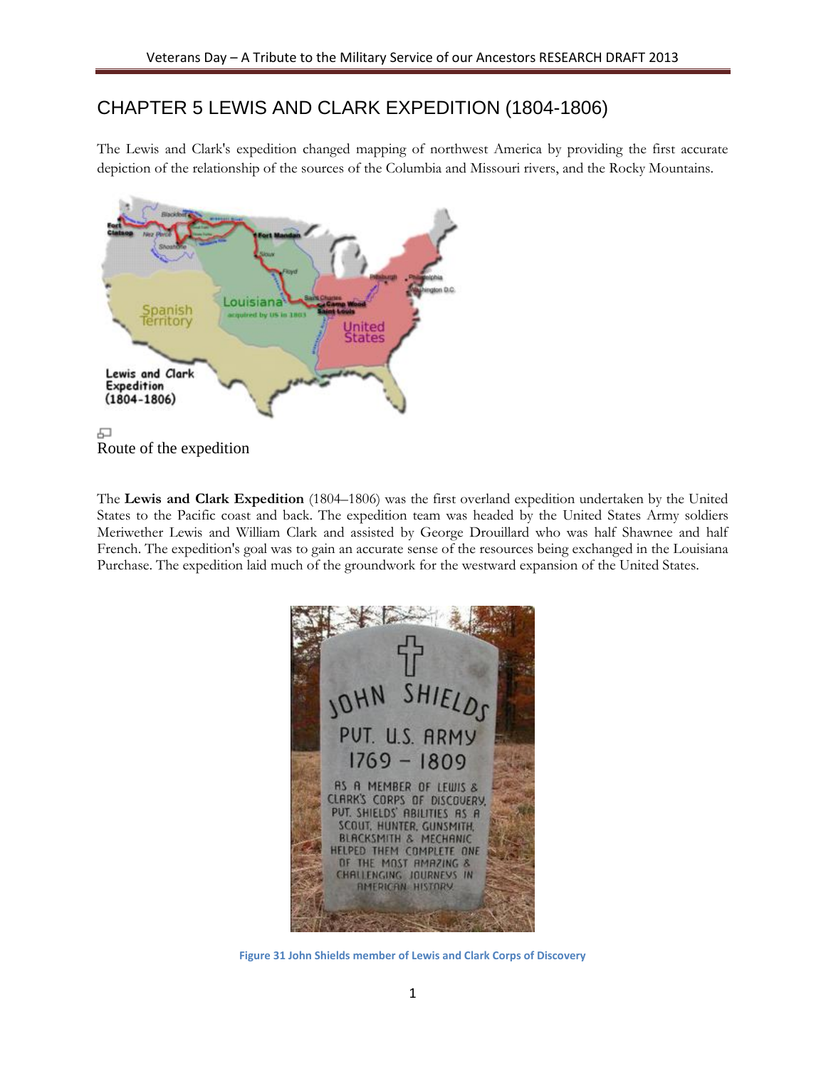# CHAPTER 5 LEWIS AND CLARK EXPEDITION (1804-1806)

The Lewis and Clark's expedition changed mapping of northwest America by providing the first accurate depiction of the relationship of the sources of the Columbia and Missouri rivers, and the Rocky Mountains.

Route of the expedition

The **Lewis and Clark Expedition** (1804–1806) was the first overland expedition undertaken by the United States to the Pacific coast and back. The expedition team was headed by the United States Army soldiers Meriwether Lewis and William Clark and assisted by George Drouillard who was half Shawnee and half French. The expedition's goal was to gain an accurate sense of the resources being exchanged in the Louisiana Purchase. The expedition laid much of the groundwork for the westward expansion of the United States.

Figure 31 John Shields member of Lewis and Clark Corps of Discovery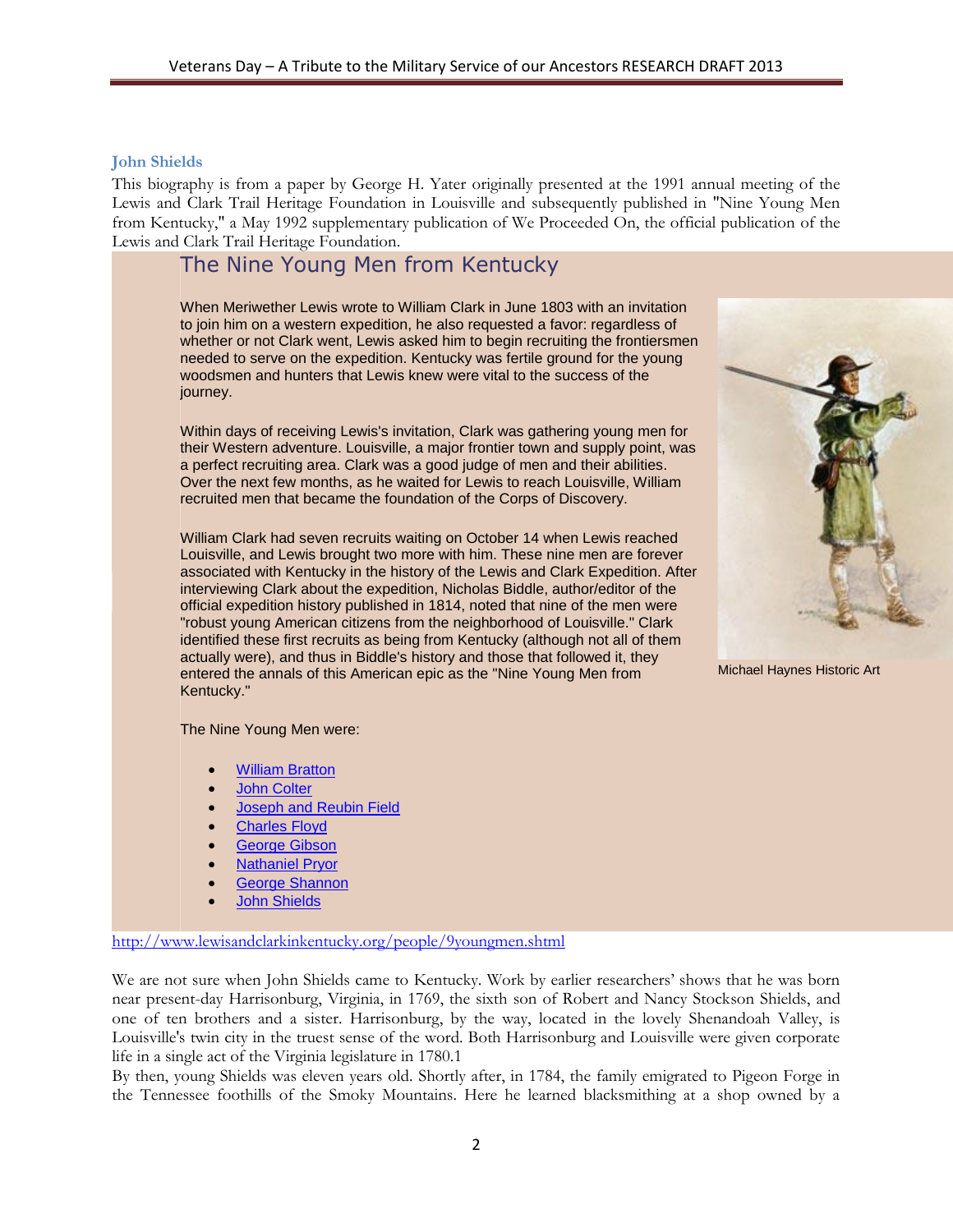### John Shields

This biography is from a paper by George H. Yater originally presented at the 1991 annual meeting of the Lewis and Clark Trail Heritage Foundation in Louisville and subsequently published in "Nine Young Men from Kentucky," a May 1992 supplementary publication of We Proceeded On, the official publication of the Lewis and Clark Trail Heritage Foundation.

## The Nine Young Men from Kentucky

When Meriwether Lewis wrote to William Clark in June 1803 with an invitation to join him on a western expedition, he also requested a favor: regardless of whether or not Clark went, Lewis asked him to begin recruiting the frontiersmen needed to serve on the expedition. Kentucky was fertile ground for the young woodsmen and hunters that Lewis knew were vital to the success of the journey.

Within days of receiving Lewis's invitation, Clark was gathering young men for their Western adventure. Louisville, a major frontier town and supply point, was a perfect recruiting area. Clark was a good judge of men and their abilities. Over the next few months, as he waited for Lewis to reach Louisville, William recruited men that became the foundation of the Corps of Discovery.

William Clark had seven recruits waiting on October 14 when Lewis reached Louisville, and Lewis brought two more with him. These nine men are forever associated with Kentucky in the history of the Lewis and Clark Expedition. After interviewing Clark about the expedition, Nicholas Biddle, author/editor of the official expedition history published in 1814, noted that nine of the men were "robust young American citizens from the neighborhood of Louisville." Clark identified these first recruits as being from Kentucky (although not all of them actually were), and thus in Biddle's history and those that followed it, they entered the annals of this American epic as the "Nine Young Men from Kentucky."

Michael Haynes Historic Art

The Nine Young Men were:

- William Bratton
- John Colter
- Joseph and Reubin Field
- Charles Floyd
- George Gibson
- Nathaniel Pryor
- George Shannon
- John Shields

http://www.lewisandclarkinkentucky.org/people/9youngmen.shtml

We are not sure when John Shields came to Kentucky. Work by earlier researchers' shows that he was born near present-day Harrisonburg, Virginia, in 1769, the sixth son of Robert and Nancy Stockson Shields, and one of ten brothers and a sister. Harrisonburg, by the way, located in the lovely Shenandoah Valley, is Louisville's twin city in the truest sense of the word. Both Harrisonburg and Louisville were given corporate life in a single act of the Virginia legislature in 1780.1

By then, young Shields was eleven years old. Shortly after, in 1784, the family emigrated to Pigeon Forge in the Tennessee foothills of the Smoky Mountains. Here he learned blacksmithing at a shop owned by a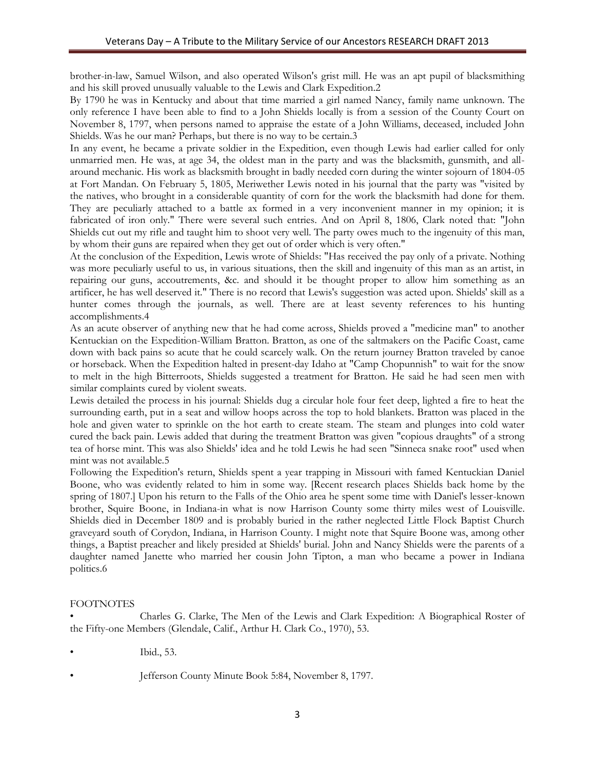brother-in-law, Samuel Wilson, and also operated Wilson's grist mill. He was an apt pupil of blacksmithing and his skill proved unusually valuable to the Lewis and Clark Expedition.2

By 1790 he was in Kentucky and about that time married a girl named Nancy, family name unknown. The only reference I have been able to find to a John Shields locally is from a session of the County Court on November 8, 1797, when persons named to appraise the estate of a John Williams, deceased, included John Shields. Was he our man? Perhaps, but there is no way to be certain.3

In any event, he became a private soldier in the Expedition, even though Lewis had earlier called for only unmarried men. He was, at age 34, the oldest man in the party and was the blacksmith, gunsmith, and all-around mechanic. His work as blacksmith brought in badly needed corn during the winter sojourn of 1804-05 at Fort Mandan. On February 5, 1805, Meriwether Lewis noted in his journal that the party was "visited by the natives, who brought in a considerable quantity of corn for the work the blacksmith had done for them. They are peculiarly attached to a battle ax formed in a very inconvenient manner in my opinion; it is fabricated of iron only." There were several such entries. And on April 8, 1806, Clark noted that: "John Shields cut out my rifle and taught him to shoot very well. The party owes much to the ingenuity of this man, by whom their guns are repaired when they get out of order which is very often."

At the conclusion of the Expedition, Lewis wrote of Shields: "Has received the pay only of a private. Nothing was more peculiarly useful to us, in various situations, then the skill and ingenuity of this man as an artist, in repairing our guns, accoutrements, &c. and should it be thought proper to allow him something as an artificer, he has well deserved it." There is no record that Lewis's suggestion was acted upon. Shields' skill as a hunter comes through the journals, as well. There are at least seventy references to his hunting accomplishments.4

As an acute observer of anything new that he had come across, Shields proved a "medicine man" to another Kentuckian on the Expedition-William Bratton. Bratton, as one of the saltmakers on the Pacific Coast, came down with back pains so acute that he could scarcely walk. On the return journey Bratton traveled by canoe or horseback. When the Expedition halted in present-day Idaho at "Camp Chopunnish" to wait for the snow to melt in the high Bitterroots, Shields suggested a treatment for Bratton. He said he had seen men with similar complaints cured by violent sweats.

Lewis detailed the process in his journal: Shields dug a circular hole four feet deep, lighted a fire to heat the surrounding earth, put in a seat and willow hoops across the top to hold blankets. Bratton was placed in the hole and given water to sprinkle on the hot earth to create steam. The steam and plunges into cold water cured the back pain. Lewis added that during the treatment Bratton was given "copious draughts" of a strong tea of horse mint. This was also Shields' idea and he told Lewis he had seen "Sinneca snake root" used when mint was not available.5

Following the Expedition's return, Shields spent a year trapping in Missouri with famed Kentuckian Daniel Boone, who was evidently related to him in some way. [Recent research places Shields back home by the spring of 1807.] Upon his return to the Falls of the Ohio area he spent some time with Daniel's lesser-known brother, Squire Boone, in Indiana-in what is now Harrison County some thirty miles west of Louisville. Shields died in December 1809 and is probably buried in the rather neglected Little Flock Baptist Church graveyard south of Corydon, Indiana, in Harrison County. I might note that Squire Boone was, among other things, a Baptist preacher and likely presided at Shields' burial. John and Nancy Shields were the parents of a daughter named Janette who married her cousin John Tipton, a man who became a power in Indiana politics.6

FOOTNOTES

- Charles G. Clarke, The Men of the Lewis and Clark Expedition: A Biographical Roster of the Fifty-one Members (Glendale, Calif., Arthur H. Clark Co., 1970), 53.
- Ibid., 53.
- Jefferson County Minute Book 5:84, November 8, 1797.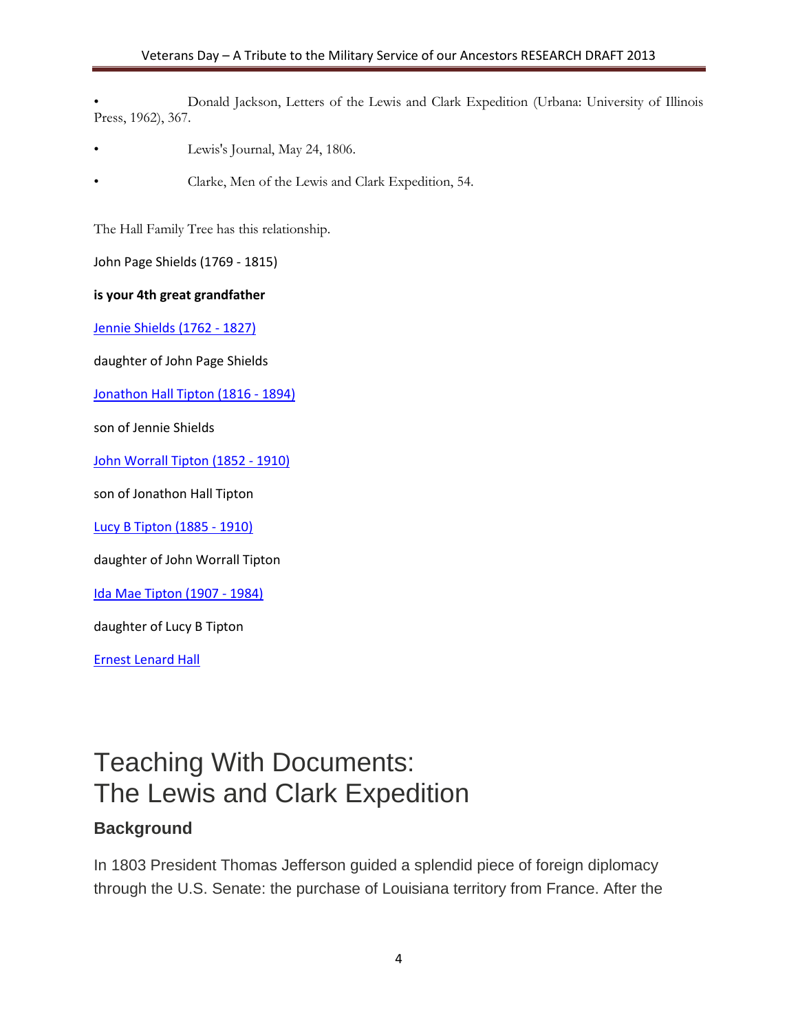- Donald Jackson, Letters of the Lewis and Clark Expedition (Urbana: University of Illinois Press, 1962), 367.
- Lewis's Journal, May 24, 1806.
- Clarke, Men of the Lewis and Clark Expedition, 54.

The Hall Family Tree has this relationship.

John Page Shields (1769 - 1815)

**is your 4th great grandfather**

Jennie Shields (1762 - 1827)

daughter of John Page Shields

Jonathon Hall Tipton (1816 - 1894)

son of Jennie Shields

John Worrall Tipton (1852 - 1910)

son of Jonathon Hall Tipton

Lucy B Tipton (1885 - 1910)

daughter of John Worrall Tipton

Ida Mae Tipton (1907 - 1984)

daughter of Lucy B Tipton

Ernest Lenard Hall

# Teaching With Documents: The Lewis and Clark Expedition

### Background

In 1803 President Thomas Jefferson guided a splendid piece of foreign diplomacy through the U.S. Senate: the purchase of Louisiana territory from France. After the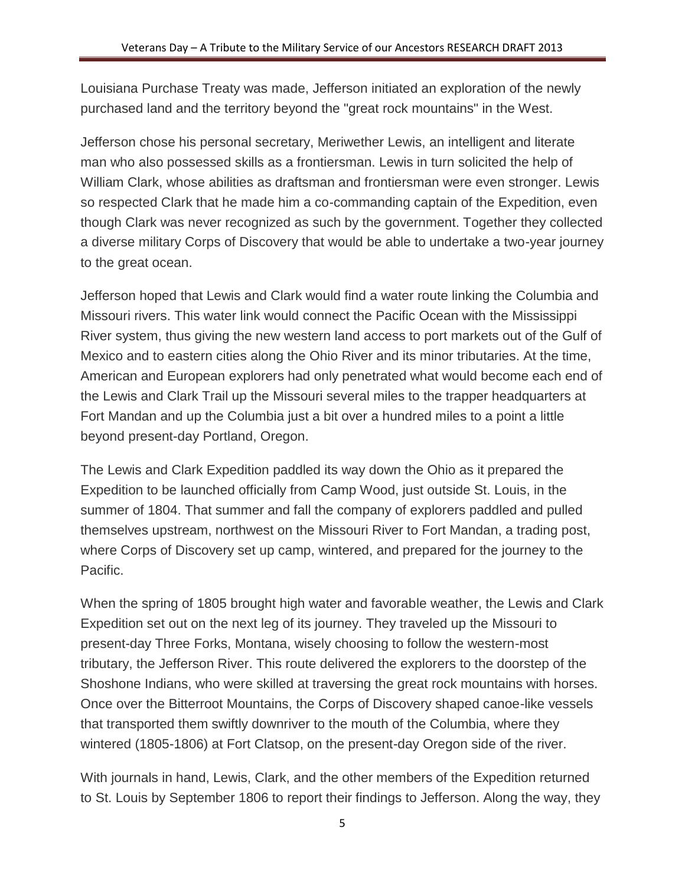Louisiana Purchase Treaty was made, Jefferson initiated an exploration of the newly purchased land and the territory beyond the "great rock mountains" in the West.

Jefferson chose his personal secretary, Meriwether Lewis, an intelligent and literate man who also possessed skills as a frontiersman. Lewis in turn solicited the help of William Clark, whose abilities as draftsman and frontiersman were even stronger. Lewis so respected Clark that he made him a co-commanding captain of the Expedition, even though Clark was never recognized as such by the government. Together they collected a diverse military Corps of Discovery that would be able to undertake a two-year journey to the great ocean.

Jefferson hoped that Lewis and Clark would find a water route linking the Columbia and Missouri rivers. This water link would connect the Pacific Ocean with the Mississippi River system, thus giving the new western land access to port markets out of the Gulf of Mexico and to eastern cities along the Ohio River and its minor tributaries. At the time, American and European explorers had only penetrated what would become each end of the Lewis and Clark Trail up the Missouri several miles to the trapper headquarters at Fort Mandan and up the Columbia just a bit over a hundred miles to a point a little beyond present-day Portland, Oregon.

The Lewis and Clark Expedition paddled its way down the Ohio as it prepared the Expedition to be launched officially from Camp Wood, just outside St. Louis, in the summer of 1804. That summer and fall the company of explorers paddled and pulled themselves upstream, northwest on the Missouri River to Fort Mandan, a trading post, where Corps of Discovery set up camp, wintered, and prepared for the journey to the Pacific.

When the spring of 1805 brought high water and favorable weather, the Lewis and Clark Expedition set out on the next leg of its journey. They traveled up the Missouri to present-day Three Forks, Montana, wisely choosing to follow the western-most tributary, the Jefferson River. This route delivered the explorers to the doorstep of the Shoshone Indians, who were skilled at traversing the great rock mountains with horses. Once over the Bitterroot Mountains, the Corps of Discovery shaped canoe-like vessels that transported them swiftly downriver to the mouth of the Columbia, where they wintered (1805-1806) at Fort Clatsop, on the present-day Oregon side of the river.

With journals in hand, Lewis, Clark, and the other members of the Expedition returned to St. Louis by September 1806 to report their findings to Jefferson. Along the way, they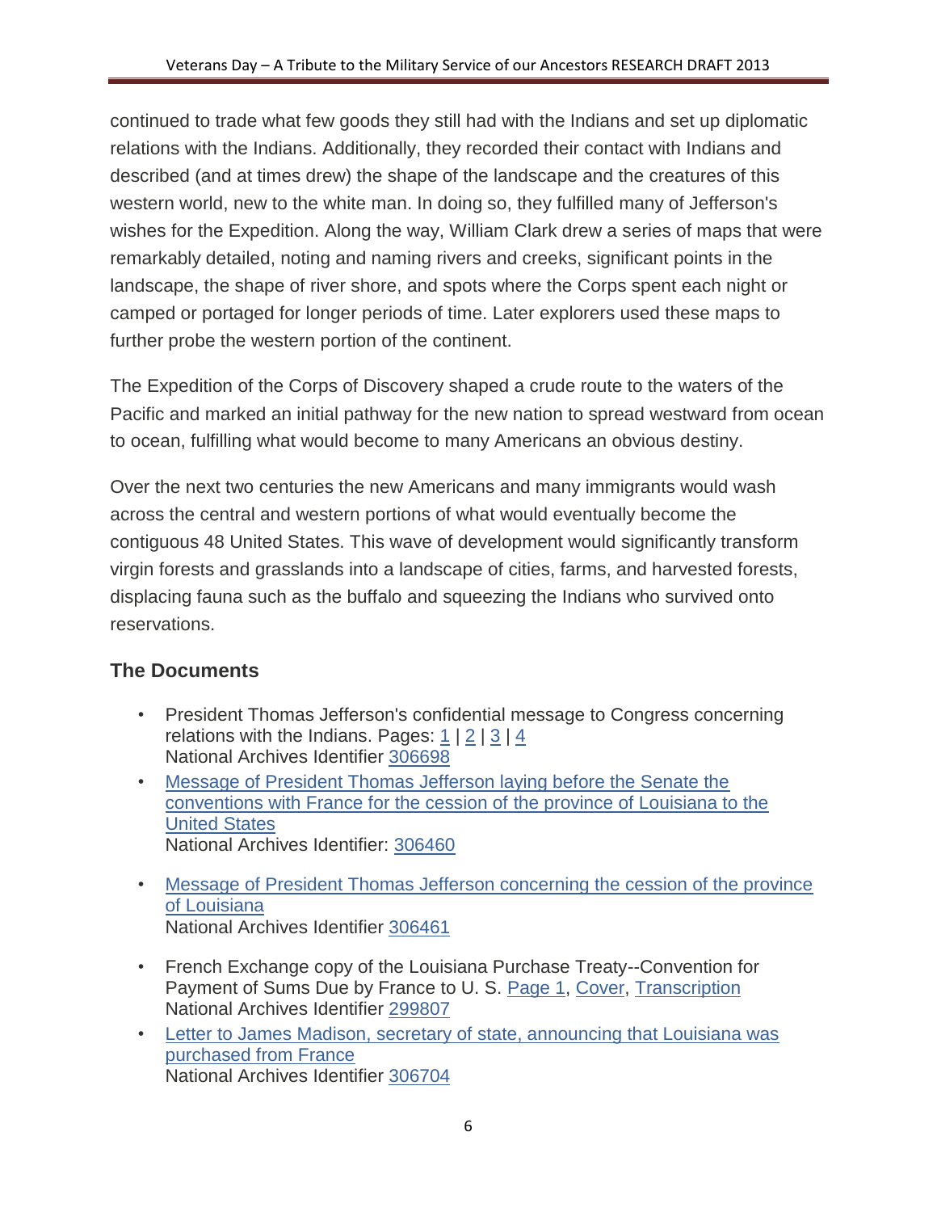continued to trade what few goods they still had with the Indians and set up diplomatic relations with the Indians. Additionally, they recorded their contact with Indians and described (and at times drew) the shape of the landscape and the creatures of this western world, new to the white man. In doing so, they fulfilled many of Jefferson's wishes for the Expedition. Along the way, William Clark drew a series of maps that were remarkably detailed, noting and naming rivers and creeks, significant points in the landscape, the shape of river shore, and spots where the Corps spent each night or camped or portaged for longer periods of time. Later explorers used these maps to further probe the western portion of the continent.

The Expedition of the Corps of Discovery shaped a crude route to the waters of the Pacific and marked an initial pathway for the new nation to spread westward from ocean to ocean, fulfilling what would become to many Americans an obvious destiny.

Over the next two centuries the new Americans and many immigrants would wash across the central and western portions of what would eventually become the contiguous 48 United States. This wave of development would significantly transform virgin forests and grasslands into a landscape of cities, farms, and harvested forests, displacing fauna such as the buffalo and squeezing the Indians who survived onto reservations.

### The Documents

- President Thomas Jefferson's confidential message to Congress concerning relations with the Indians. Pages: 1 | 2 | 3 | 4
  National Archives Identifier 306698
- Message of President Thomas Jefferson laying before the Senate the conventions with France for the cession of the province of Louisiana to the United States
  National Archives Identifier: 306460
- Message of President Thomas Jefferson concerning the cession of the province of Louisiana
  National Archives Identifier 306461
- French Exchange copy of the Louisiana Purchase Treaty--Convention for Payment of Sums Due by France to U. S. Page 1, Cover, Transcription
  National Archives Identifier 299807
- Letter to James Madison, secretary of state, announcing that Louisiana was purchased from France
  National Archives Identifier 306704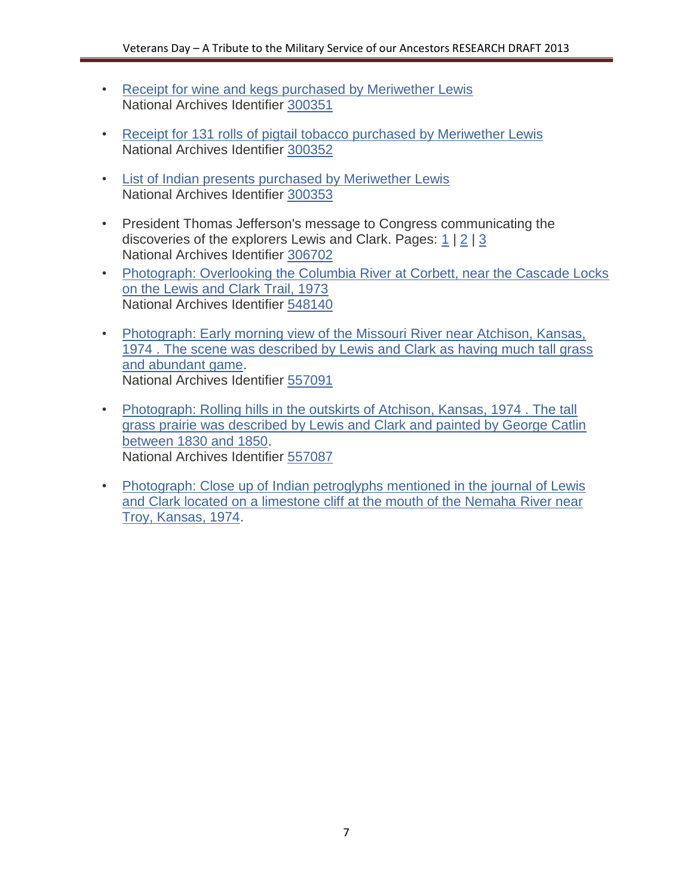- Receipt for wine and kegs purchased by Meriwether Lewis
  National Archives Identifier 300351

- Receipt for 131 rolls of pigtail tobacco purchased by Meriwether Lewis
  National Archives Identifier 300352

- List of Indian presents purchased by Meriwether Lewis
  National Archives Identifier 300353

- President Thomas Jefferson's message to Congress communicating the discoveries of the explorers Lewis and Clark. Pages: 1 | 2 | 3
  National Archives Identifier 306702

- Photograph: Overlooking the Columbia River at Corbett, near the Cascade Locks on the Lewis and Clark Trail, 1973
  National Archives Identifier 548140

- Photograph: Early morning view of the Missouri River near Atchison, Kansas, 1974 . The scene was described by Lewis and Clark as having much tall grass and abundant game.
  National Archives Identifier 557091

- Photograph: Rolling hills in the outskirts of Atchison, Kansas, 1974 . The tall grass prairie was described by Lewis and Clark and painted by George Catlin between 1830 and 1850.
  National Archives Identifier 557087

- Photograph: Close up of Indian petroglyphs mentioned in the journal of Lewis and Clark located on a limestone cliff at the mouth of the Nemaha River near Troy, Kansas, 1974.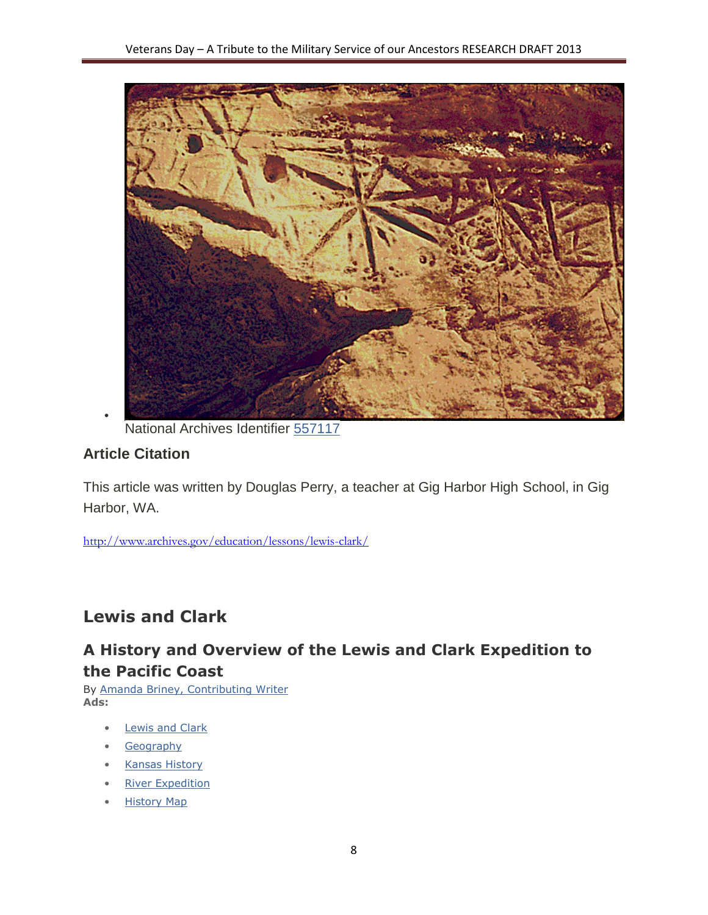- National Archives Identifier 557117

### Article Citation

This article was written by Douglas Perry, a teacher at Gig Harbor High School, in Gig Harbor, WA.

http://www.archives.gov/education/lessons/lewis-clark/

## Lewis and Clark

### A History and Overview of the Lewis and Clark Expedition to the Pacific Coast

By Amanda Briney, Contributing Writer
**Ads:**

- Lewis and Clark
- Geography
- Kansas History
- River Expedition
- History Map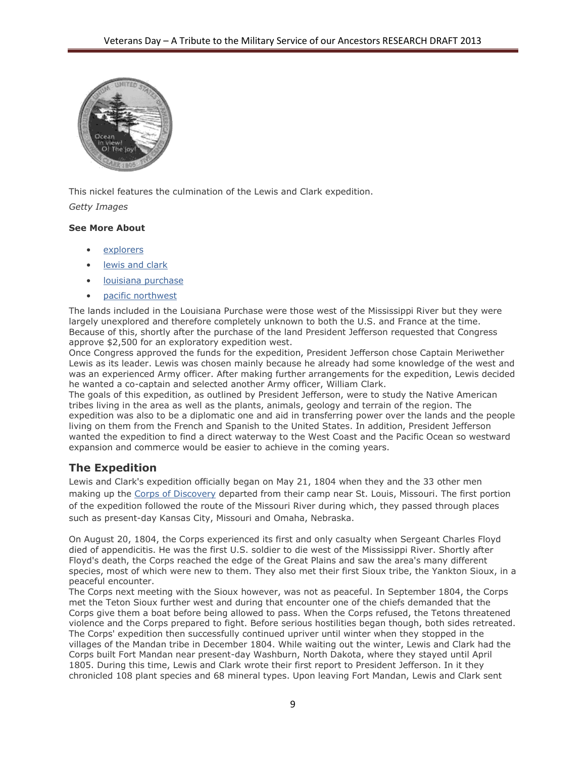This nickel features the culmination of the Lewis and Clark expedition.

*Getty Images*

**See More About**

- explorers
- lewis and clark
- louisiana purchase
- pacific northwest

The lands included in the Louisiana Purchase were those west of the Mississippi River but they were largely unexplored and therefore completely unknown to both the U.S. and France at the time. Because of this, shortly after the purchase of the land President Jefferson requested that Congress approve $2,500 for an exploratory expedition west.

Once Congress approved the funds for the expedition, President Jefferson chose Captain Meriwether Lewis as its leader. Lewis was chosen mainly because he already had some knowledge of the west and was an experienced Army officer. After making further arrangements for the expedition, Lewis decided he wanted a co-captain and selected another Army officer, William Clark.

The goals of this expedition, as outlined by President Jefferson, were to study the Native American tribes living in the area as well as the plants, animals, geology and terrain of the region. The expedition was also to be a diplomatic one and aid in transferring power over the lands and the people living on them from the French and Spanish to the United States. In addition, President Jefferson wanted the expedition to find a direct waterway to the West Coast and the Pacific Ocean so westward expansion and commerce would be easier to achieve in the coming years.

## The Expedition

Lewis and Clark's expedition officially began on May 21, 1804 when they and the 33 other men making up the Corps of Discovery departed from their camp near St. Louis, Missouri. The first portion of the expedition followed the route of the Missouri River during which, they passed through places such as present-day Kansas City, Missouri and Omaha, Nebraska.

On August 20, 1804, the Corps experienced its first and only casualty when Sergeant Charles Floyd died of appendicitis. He was the first U.S. soldier to die west of the Mississippi River. Shortly after Floyd's death, the Corps reached the edge of the Great Plains and saw the area's many different species, most of which were new to them. They also met their first Sioux tribe, the Yankton Sioux, in a peaceful encounter.

The Corps next meeting with the Sioux however, was not as peaceful. In September 1804, the Corps met the Teton Sioux further west and during that encounter one of the chiefs demanded that the Corps give them a boat before being allowed to pass. When the Corps refused, the Tetons threatened violence and the Corps prepared to fight. Before serious hostilities began though, both sides retreated. The Corps' expedition then successfully continued upriver until winter when they stopped in the villages of the Mandan tribe in December 1804. While waiting out the winter, Lewis and Clark had the Corps built Fort Mandan near present-day Washburn, North Dakota, where they stayed until April 1805. During this time, Lewis and Clark wrote their first report to President Jefferson. In it they chronicled 108 plant species and 68 mineral types. Upon leaving Fort Mandan, Lewis and Clark sent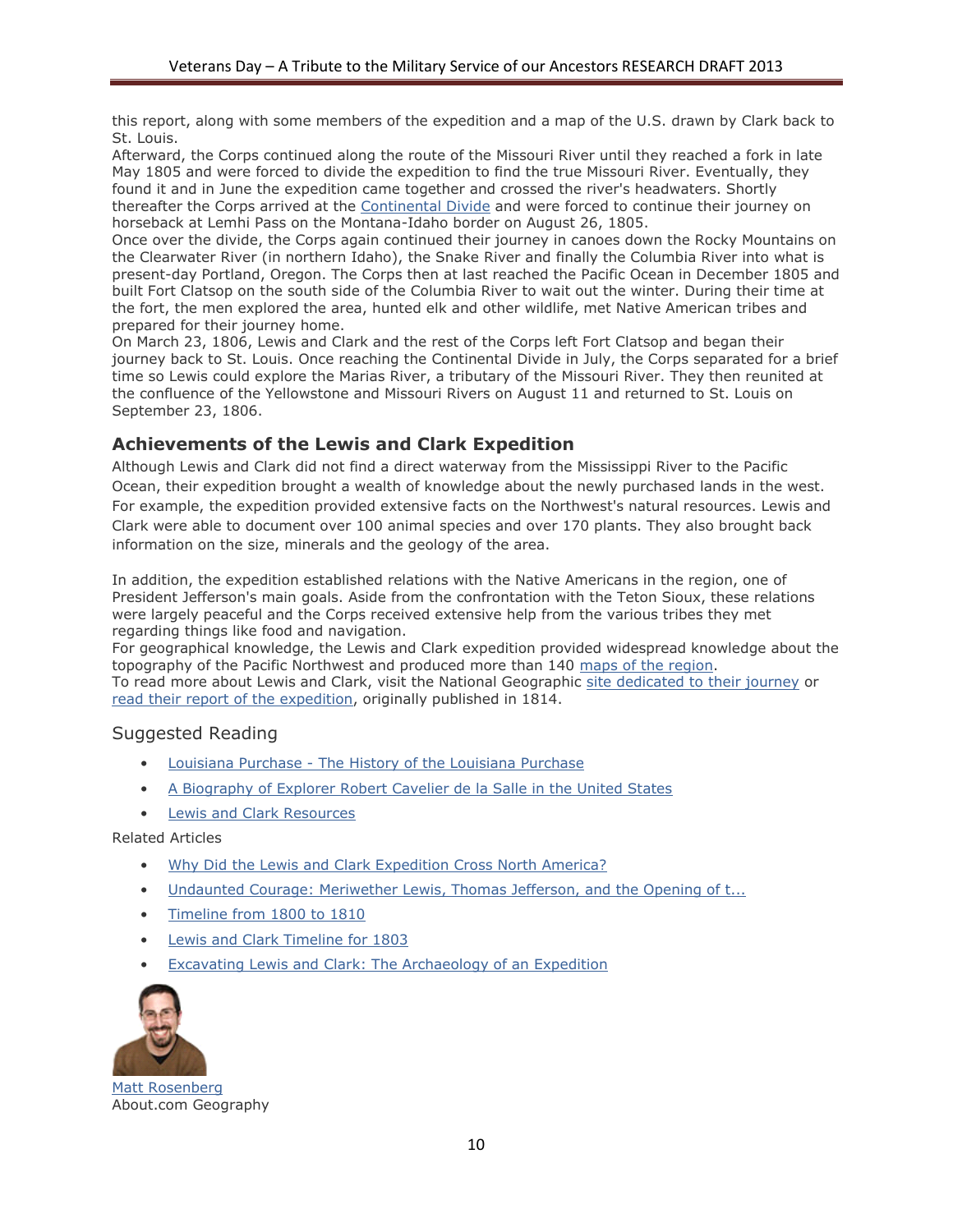this report, along with some members of the expedition and a map of the U.S. drawn by Clark back to St. Louis.

Afterward, the Corps continued along the route of the Missouri River until they reached a fork in late May 1805 and were forced to divide the expedition to find the true Missouri River. Eventually, they found it and in June the expedition came together and crossed the river's headwaters. Shortly thereafter the Corps arrived at the Continental Divide and were forced to continue their journey on horseback at Lemhi Pass on the Montana-Idaho border on August 26, 1805.

Once over the divide, the Corps again continued their journey in canoes down the Rocky Mountains on the Clearwater River (in northern Idaho), the Snake River and finally the Columbia River into what is present-day Portland, Oregon. The Corps then at last reached the Pacific Ocean in December 1805 and built Fort Clatsop on the south side of the Columbia River to wait out the winter. During their time at the fort, the men explored the area, hunted elk and other wildlife, met Native American tribes and prepared for their journey home.

On March 23, 1806, Lewis and Clark and the rest of the Corps left Fort Clatsop and began their journey back to St. Louis. Once reaching the Continental Divide in July, the Corps separated for a brief time so Lewis could explore the Marias River, a tributary of the Missouri River. They then reunited at the confluence of the Yellowstone and Missouri Rivers on August 11 and returned to St. Louis on September 23, 1806.

### Achievements of the Lewis and Clark Expedition

Although Lewis and Clark did not find a direct waterway from the Mississippi River to the Pacific Ocean, their expedition brought a wealth of knowledge about the newly purchased lands in the west. For example, the expedition provided extensive facts on the Northwest's natural resources. Lewis and Clark were able to document over 100 animal species and over 170 plants. They also brought back information on the size, minerals and the geology of the area.

In addition, the expedition established relations with the Native Americans in the region, one of President Jefferson's main goals. Aside from the confrontation with the Teton Sioux, these relations were largely peaceful and the Corps received extensive help from the various tribes they met regarding things like food and navigation.

For geographical knowledge, the Lewis and Clark expedition provided widespread knowledge about the topography of the Pacific Northwest and produced more than 140 maps of the region.

To read more about Lewis and Clark, visit the National Geographic site dedicated to their journey or read their report of the expedition, originally published in 1814.

Suggested Reading

- Louisiana Purchase - The History of the Louisiana Purchase
- A Biography of Explorer Robert Cavelier de la Salle in the United States
- Lewis and Clark Resources

Related Articles

- Why Did the Lewis and Clark Expedition Cross North America?
- Undaunted Courage: Meriwether Lewis, Thomas Jefferson, and the Opening of t...
- Timeline from 1800 to 1810
- Lewis and Clark Timeline for 1803
- Excavating Lewis and Clark: The Archaeology of an Expedition

Matt Rosenberg
About.com Geography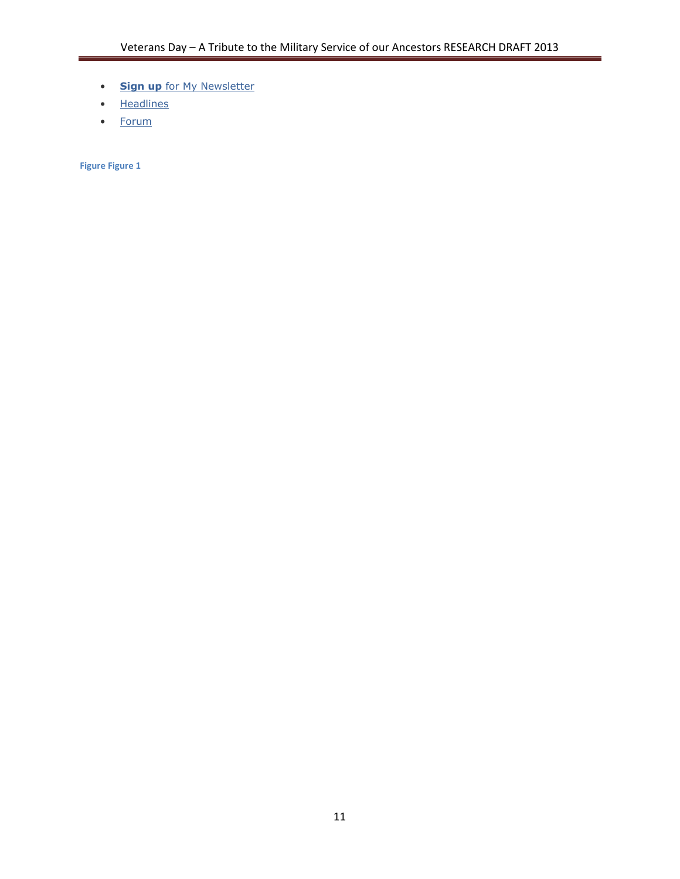- **Sign up** for My Newsletter
- Headlines
- Forum

**Figure Figure 1**